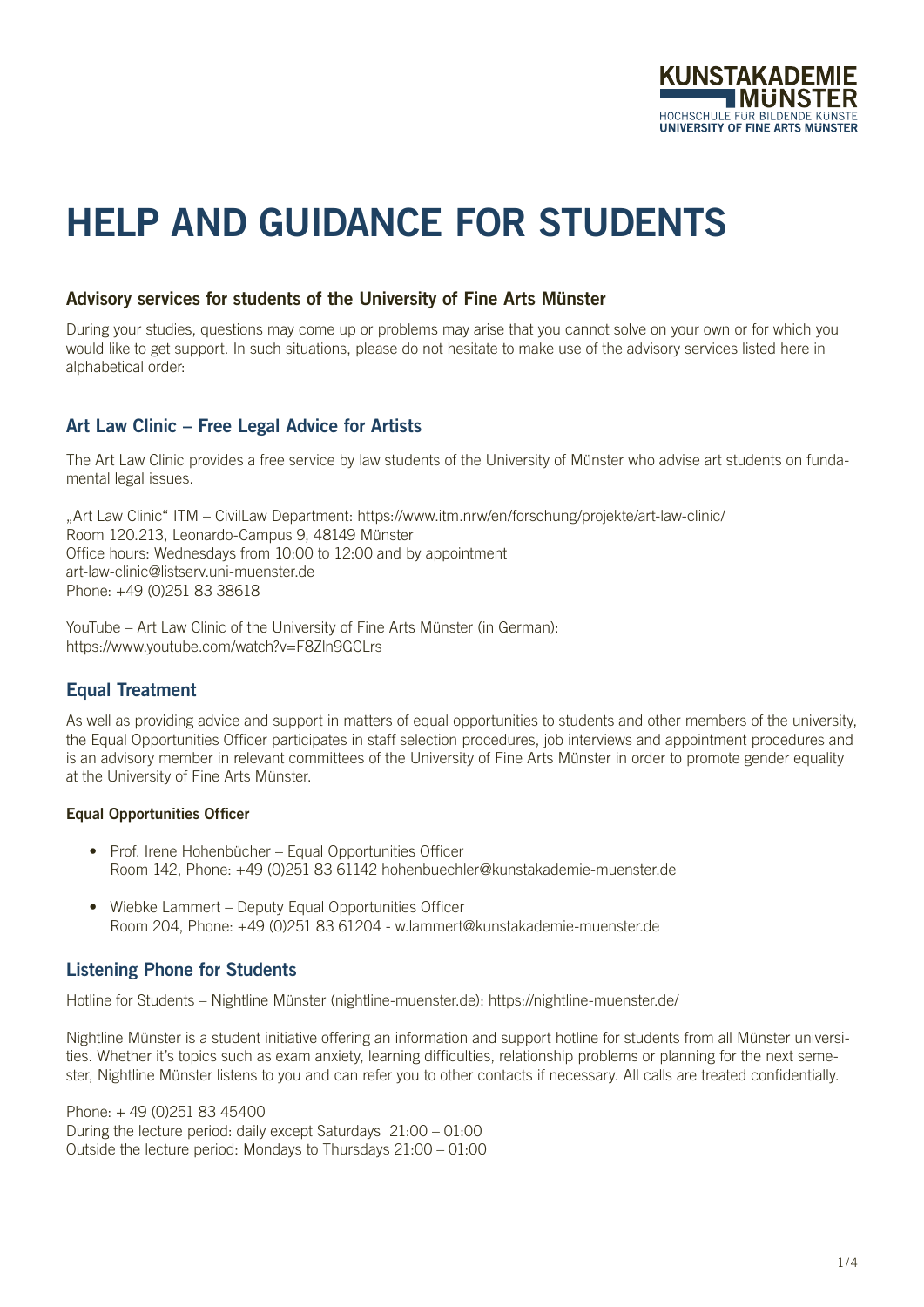# HELP AND GUIDANCE FOR STUDENTS

## Advisory services for students of the University of Fine Arts Münster

During your studies, questions may come up or problems may arise that you cannot solve on your own or for which you would like to get support. In such situations, please do not hesitate to make use of the advisory services listed here in alphabetical order:

## Art Law Clinic – Free Legal Advice for Artists

The Art Law Clinic provides a free service by law students of the University of Münster who advise art students on fundamental legal issues.

„Art Law Clinic" ITM – CivilLaw Department: https://www.itm.nrw/en/forschung/projekte/art-law-clinic/
Room 120.213, Leonardo-Campus 9, 48149 Münster
Office hours: Wednesdays from 10:00 to 12:00 and by appointment
art-law-clinic@listserv.uni-muenster.de
Phone: +49 (0)251 83 38618

YouTube – Art Law Clinic of the University of Fine Arts Münster (in German):
https://www.youtube.com/watch?v=F8Zln9GCLrs

## Equal Treatment

As well as providing advice and support in matters of equal opportunities to students and other members of the university, the Equal Opportunities Officer participates in staff selection procedures, job interviews and appointment procedures and is an advisory member in relevant committees of the University of Fine Arts Münster in order to promote gender equality at the University of Fine Arts Münster.

### Equal Opportunities Officer

- Prof. Irene Hohenbücher – Equal Opportunities Officer
  Room 142, Phone: +49 (0)251 83 61142 hohenbuechler@kunstakademie-muenster.de
- Wiebke Lammert – Deputy Equal Opportunities Officer
  Room 204, Phone: +49 (0)251 83 61204 - w.lammert@kunstakademie-muenster.de

## Listening Phone for Students

Hotline for Students – Nightline Münster (nightline-muenster.de): https://nightline-muenster.de/

Nightline Münster is a student initiative offering an information and support hotline for students from all Münster universities. Whether it's topics such as exam anxiety, learning difficulties, relationship problems or planning for the next semester, Nightline Münster listens to you and can refer you to other contacts if necessary. All calls are treated confidentially.

Phone: + 49 (0)251 83 45400
During the lecture period: daily except Saturdays 21:00 – 01:00
Outside the lecture period: Mondays to Thursdays 21:00 – 01:00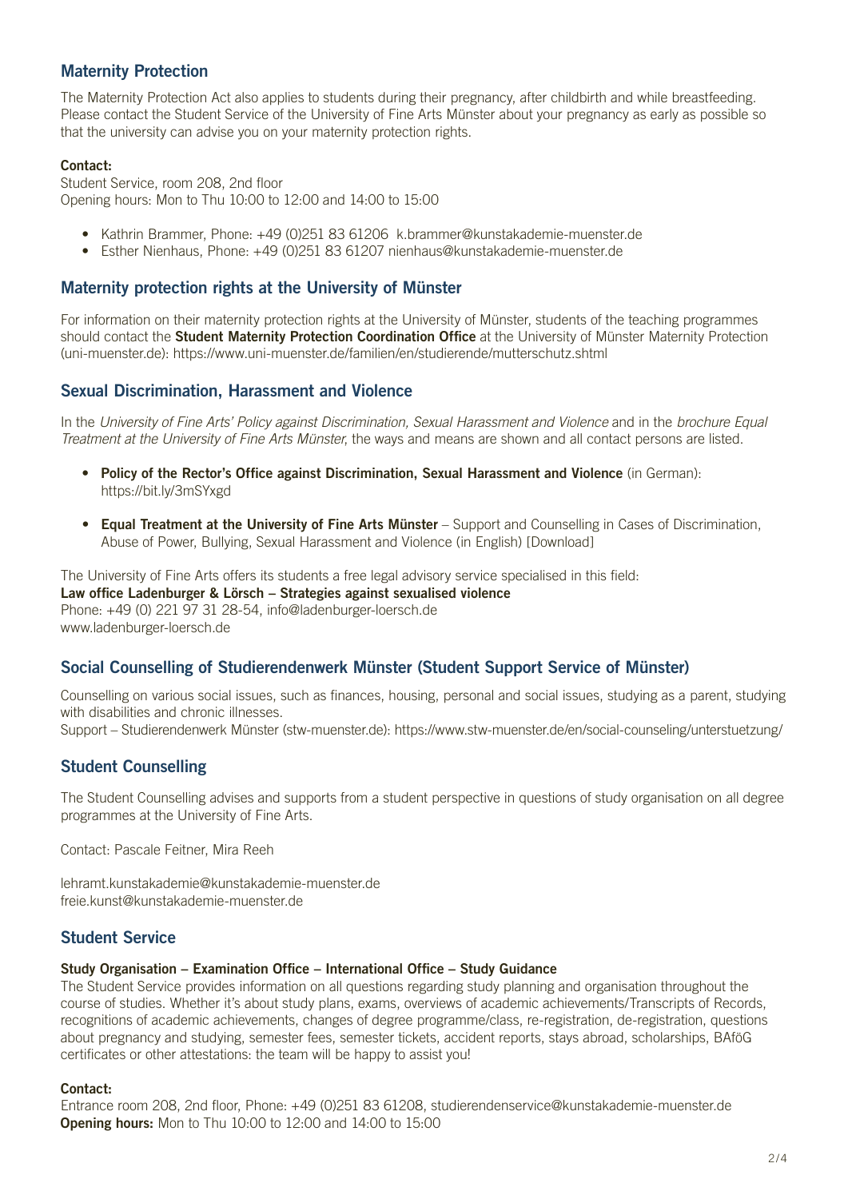## Maternity Protection

The Maternity Protection Act also applies to students during their pregnancy, after childbirth and while breastfeeding. Please contact the Student Service of the University of Fine Arts Münster about your pregnancy as early as possible so that the university can advise you on your maternity protection rights.

**Contact:**
Student Service, room 208, 2nd floor
Opening hours: Mon to Thu 10:00 to 12:00 and 14:00 to 15:00

- Kathrin Brammer, Phone: +49 (0)251 83 61206 k.brammer@kunstakademie-muenster.de
- Esther Nienhaus, Phone: +49 (0)251 83 61207 nienhaus@kunstakademie-muenster.de

## Maternity protection rights at the University of Münster

For information on their maternity protection rights at the University of Münster, students of the teaching programmes should contact the **Student Maternity Protection Coordination Office** at the University of Münster Maternity Protection (uni-muenster.de): https://www.uni-muenster.de/familien/en/studierende/mutterschutz.shtml

## Sexual Discrimination, Harassment and Violence

In the *University of Fine Arts' Policy against Discrimination, Sexual Harassment and Violence* and in the *brochure Equal Treatment at the University of Fine Arts Münster*, the ways and means are shown and all contact persons are listed.

- **Policy of the Rector's Office against Discrimination, Sexual Harassment and Violence** (in German): https://bit.ly/3mSYxgd
- **Equal Treatment at the University of Fine Arts Münster** – Support and Counselling in Cases of Discrimination, Abuse of Power, Bullying, Sexual Harassment and Violence (in English) [Download]

The University of Fine Arts offers its students a free legal advisory service specialised in this field:
**Law office Ladenburger & Lörsch – Strategies against sexualised violence**
Phone: +49 (0) 221 97 31 28-54, info@ladenburger-loersch.de
www.ladenburger-loersch.de

## Social Counselling of Studierendenwerk Münster (Student Support Service of Münster)

Counselling on various social issues, such as finances, housing, personal and social issues, studying as a parent, studying with disabilities and chronic illnesses.
Support – Studierendenwerk Münster (stw-muenster.de): https://www.stw-muenster.de/en/social-counseling/unterstuetzung/

## Student Counselling

The Student Counselling advises and supports from a student perspective in questions of study organisation on all degree programmes at the University of Fine Arts.

Contact: Pascale Feitner, Mira Reeh

lehramt.kunstakademie@kunstakademie-muenster.de
freie.kunst@kunstakademie-muenster.de

## Student Service

**Study Organisation – Examination Office – International Office – Study Guidance**
The Student Service provides information on all questions regarding study planning and organisation throughout the course of studies. Whether it's about study plans, exams, overviews of academic achievements/Transcripts of Records, recognitions of academic achievements, changes of degree programme/class, re-registration, de-registration, questions about pregnancy and studying, semester fees, semester tickets, accident reports, stays abroad, scholarships, BAföG certificates or other attestations: the team will be happy to assist you!

**Contact:**
Entrance room 208, 2nd floor, Phone: +49 (0)251 83 61208, studierendenservice@kunstakademie-muenster.de
**Opening hours:** Mon to Thu 10:00 to 12:00 and 14:00 to 15:00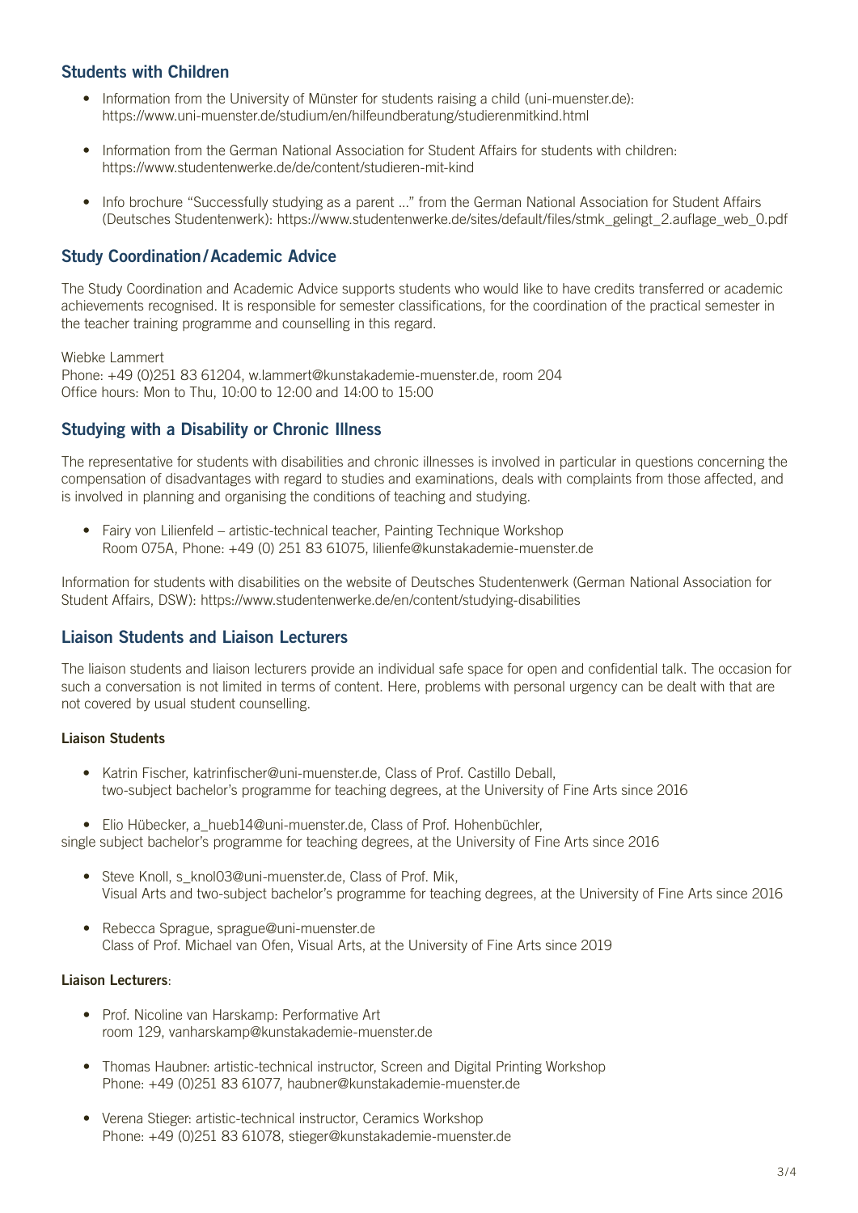## Students with Children

- Information from the University of Münster for students raising a child (uni-muenster.de): https://www.uni-muenster.de/studium/en/hilfeundberatung/studierenmitkind.html
- Information from the German National Association for Student Affairs for students with children: https://www.studentenwerke.de/de/content/studieren-mit-kind
- Info brochure "Successfully studying as a parent …" from the German National Association for Student Affairs (Deutsches Studentenwerk): https://www.studentenwerke.de/sites/default/files/stmk_gelingt_2.auflage_web_0.pdf

## Study Coordination/Academic Advice

The Study Coordination and Academic Advice supports students who would like to have credits transferred or academic achievements recognised. It is responsible for semester classifications, for the coordination of the practical semester in the teacher training programme and counselling in this regard.

Wiebke Lammert
Phone: +49 (0)251 83 61204, w.lammert@kunstakademie-muenster.de, room 204
Office hours: Mon to Thu, 10:00 to 12:00 and 14:00 to 15:00

## Studying with a Disability or Chronic Illness

The representative for students with disabilities and chronic illnesses is involved in particular in questions concerning the compensation of disadvantages with regard to studies and examinations, deals with complaints from those affected, and is involved in planning and organising the conditions of teaching and studying.

- Fairy von Lilienfeld – artistic-technical teacher, Painting Technique Workshop
  Room 075A, Phone: +49 (0) 251 83 61075, lilienfe@kunstakademie-muenster.de

Information for students with disabilities on the website of Deutsches Studentenwerk (German National Association for Student Affairs, DSW): https://www.studentenwerke.de/en/content/studying-disabilities

## Liaison Students and Liaison Lecturers

The liaison students and liaison lecturers provide an individual safe space for open and confidential talk. The occasion for such a conversation is not limited in terms of content. Here, problems with personal urgency can be dealt with that are not covered by usual student counselling.

**Liaison Students**

- Katrin Fischer, katrinfischer@uni-muenster.de, Class of Prof. Castillo Deball,
  two-subject bachelor's programme for teaching degrees, at the University of Fine Arts since 2016
- Elio Hübecker, a_hueb14@uni-muenster.de, Class of Prof. Hohenbüchler,
  single subject bachelor's programme for teaching degrees, at the University of Fine Arts since 2016
- Steve Knoll, s_knol03@uni-muenster.de, Class of Prof. Mik,
  Visual Arts and two-subject bachelor's programme for teaching degrees, at the University of Fine Arts since 2016
- Rebecca Sprague, sprague@uni-muenster.de
  Class of Prof. Michael van Ofen, Visual Arts, at the University of Fine Arts since 2019

**Liaison Lecturers**:

- Prof. Nicoline van Harskamp: Performative Art
  room 129, vanharskamp@kunstakademie-muenster.de
- Thomas Haubner: artistic-technical instructor, Screen and Digital Printing Workshop
  Phone: +49 (0)251 83 61077, haubner@kunstakademie-muenster.de
- Verena Stieger: artistic-technical instructor, Ceramics Workshop
  Phone: +49 (0)251 83 61078, stieger@kunstakademie-muenster.de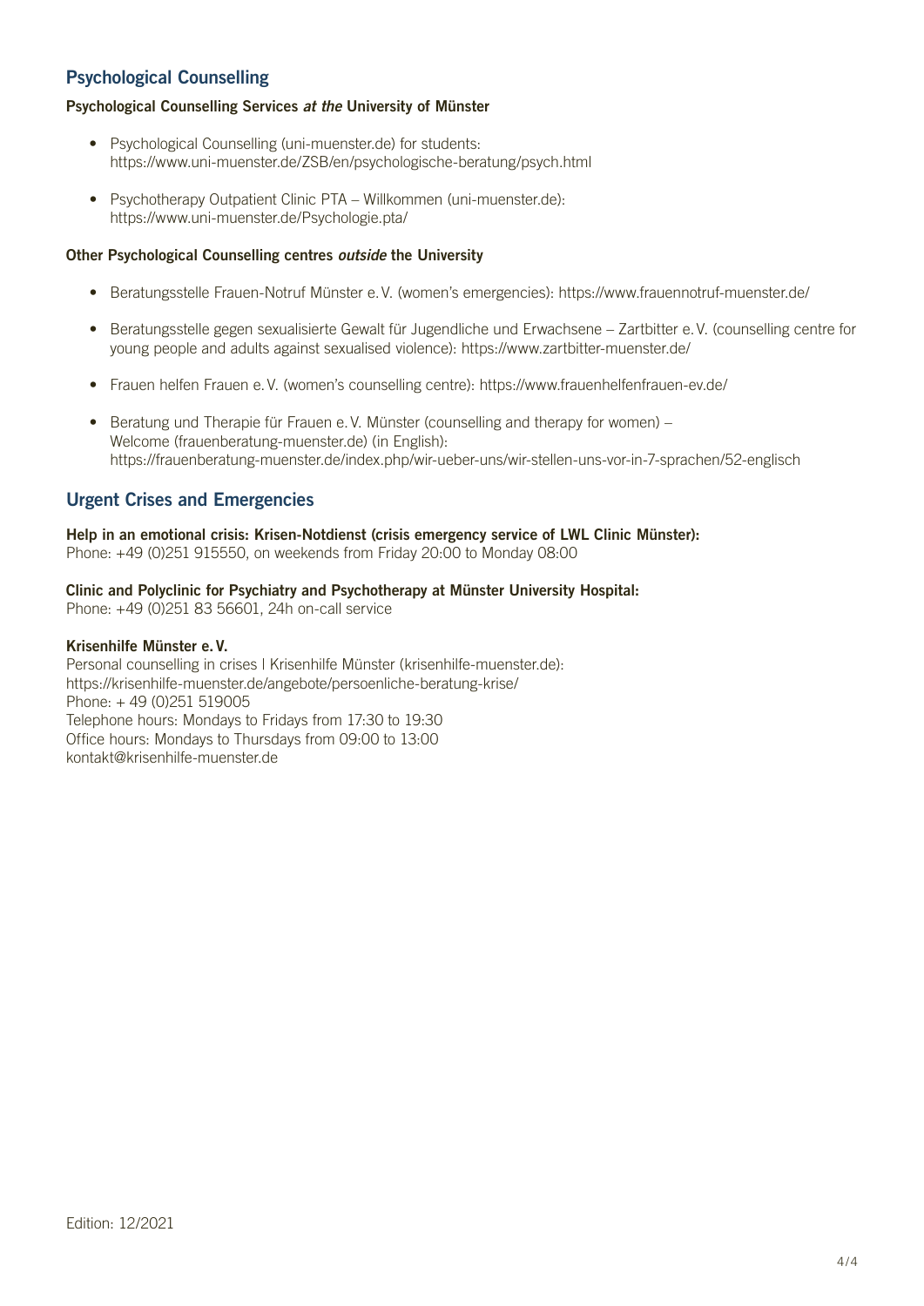## Psychological Counselling

### Psychological Counselling Services *at the* University of Münster

- Psychological Counselling (uni-muenster.de) for students: https://www.uni-muenster.de/ZSB/en/psychologische-beratung/psych.html
- Psychotherapy Outpatient Clinic PTA – Willkommen (uni-muenster.de): https://www.uni-muenster.de/Psychologie.pta/

### Other Psychological Counselling centres *outside* the University

- Beratungsstelle Frauen-Notruf Münster e. V. (women's emergencies): https://www.frauennotruf-muenster.de/
- Beratungsstelle gegen sexualisierte Gewalt für Jugendliche und Erwachsene – Zartbitter e. V. (counselling centre for young people and adults against sexualised violence): https://www.zartbitter-muenster.de/
- Frauen helfen Frauen e. V. (women's counselling centre): https://www.frauenhelfenfrauen-ev.de/
- Beratung und Therapie für Frauen e. V. Münster (counselling and therapy for women) – Welcome (frauenberatung-muenster.de) (in English): https://frauenberatung-muenster.de/index.php/wir-ueber-uns/wir-stellen-uns-vor-in-7-sprachen/52-englisch

## Urgent Crises and Emergencies

**Help in an emotional crisis: Krisen-Notdienst (crisis emergency service of LWL Clinic Münster):**
Phone: +49 (0)251 915550, on weekends from Friday 20:00 to Monday 08:00

**Clinic and Polyclinic for Psychiatry and Psychotherapy at Münster University Hospital:**
Phone: +49 (0)251 83 56601, 24h on-call service

**Krisenhilfe Münster e. V.**
Personal counselling in crises | Krisenhilfe Münster (krisenhilfe-muenster.de):
https://krisenhilfe-muenster.de/angebote/persoenliche-beratung-krise/
Phone: + 49 (0)251 519005
Telephone hours: Mondays to Fridays from 17:30 to 19:30
Office hours: Mondays to Thursdays from 09:00 to 13:00
kontakt@krisenhilfe-muenster.de

Edition: 12/2021